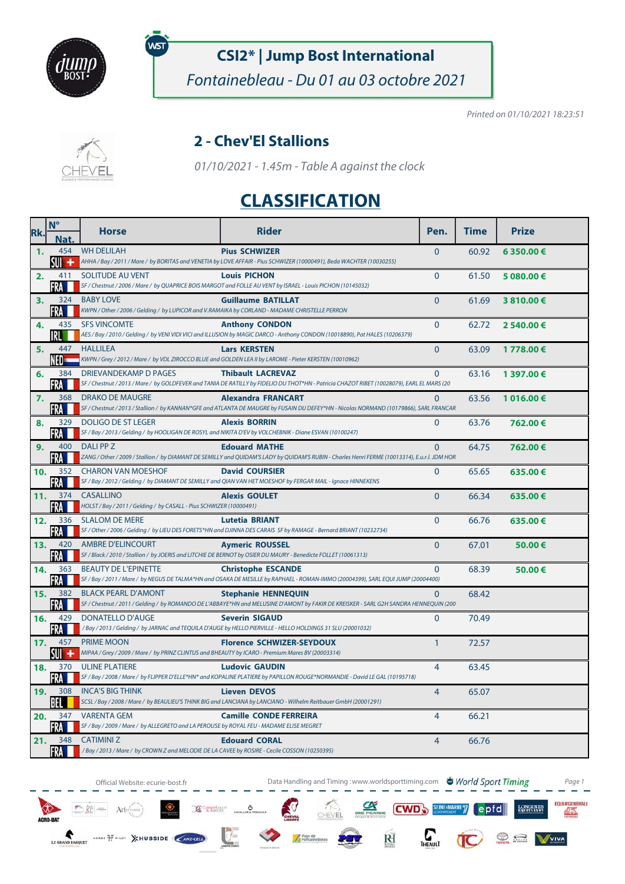# CSI2* | Jump Bost International

*Fontainebleau - Du 01 au 03 octobre 2021*

*Printed on 01/10/2021 18:23:51*

## 2 - Chev'El Stallions

*01/10/2021 - 1.45m - Table A against the clock*

# CLASSIFICATION

| Rk. | N° Nat. | Horse | Rider | Pen. | Time | Prize |
|---|---|---|---|---|---|---|
| 1. | 454 SUI | WH DELILAH<br>*AHHA / Bay / 2011 / Mare / by BORITAS and VENETIA by LOVE AFFAIR - Pius SCHWIZER (10000491), Beda WACHTER (10030255)* | **Pius SCHWIZER** | 0 | 60.92 | **6 350.00 €** |
| 2. | 411 FRA | SOLITUDE AU VENT<br>*SF / Chestnut / 2006 / Mare / by QUAPRICE BOIS MARGOT and FOLLE AU VENT by ISRAEL - Louis PICHON (10145032)* | **Louis PICHON** | 0 | 61.50 | **5 080.00 €** |
| 3. | 324 FRA | BABY LOVE<br>*KWPN / Other / 2006 / Gelding / by LUPICOR and V.RAMAIKA by CORLAND - MADAME CHRISTELLE PERRON* | **Guillaume BATILLAT** | 0 | 61.69 | **3 810.00 €** |
| 4. | 435 IRL | SFS VINCOMTE<br>*AES / Bay / 2010 / Gelding / by VENI VIDI VICI and ILLUSION by MAGIC DARCO - Anthony CONDON (10018890), Pat HALES (10206379)* | **Anthony CONDON** | 0 | 62.72 | **2 540.00 €** |
| 5. | 447 NED | HALLILEA<br>*KWPN / Grey / 2012 / Mare / by VDL ZIROCCO BLUE and GOLDEN LEA II by LAROME - Pieter KERSTEN (10010962)* | **Lars KERSTEN** | 0 | 63.09 | **1 778.00 €** |
| 6. | 384 FRA | DRIEVANDEKAMP D PAGES<br>*SF / Chestnut / 2013 / Mare / by GOLDFEVER and TANIA DE RATILLY by FIDELIO DU THOT\*HN - Patricia CHAZOT RIBET (10028079), EARL EL MARS (20* | **Thibault LACREVAZ** | 0 | 63.16 | **1 397.00 €** |
| 7. | 368 FRA | DRAKO DE MAUGRE<br>*SF / Chestnut / 2013 / Stallion / by KANNAN\*GFE and ATLANTA DE MAUGRE by FUSAIN DU DEFEY\*HN - Nicolas NORMAND (10179866), SARL FRANCAR* | **Alexandra FRANCART** | 0 | 63.56 | **1 016.00 €** |
| 8. | 329 FRA | DOLIGO DE ST LEGER<br>*SF / Bay / 2013 / Gelding / by HOOLIGAN DE ROSYL and NIKITA D'EV by VOLCHEBNIK - Diane ESVAN (10100247)* | **Alexis BORRIN** | 0 | 63.76 | **762.00 €** |
| 9. | 400 FRA | DALI PP Z<br>*ZANG / Other / 2009 / Stallion / by DIAMANT DE SEMILLY and QUIDAM'S LADY by QUIDAM'S RUBIN - Charles Henri FERME (10013314), E.u.r.l. JDM HOR* | **Edouard MATHE** | 0 | 64.75 | **762.00 €** |
| 10. | 352 FRA | CHARON VAN MOESHOF<br>*SF / Bay / 2012 / Gelding / by DIAMANT DE SEMILLY and QIAN VAN HET MOESHOF by FERGAR MAIL - Ignace HINNEKENS* | **David COURSIER** | 0 | 65.65 | **635.00 €** |
| 11. | 374 FRA | CASALLINO<br>*HOLST / Bay / 2011 / Gelding / by CASALL - Pius SCHWIZER (10000491)* | **Alexis GOULET** | 0 | 66.34 | **635.00 €** |
| 12. | 336 FRA | SLALOM DE MERE<br>*SF / Other / 2006 / Gelding / by LIEU DES FORETS\*HN and DJINNA DES CARAIS SF by RAMAGE - Bernard BRIANT (10232734)* | **Lutetia BRIANT** | 0 | 66.76 | **635.00 €** |
| 13. | 420 FRA | AMBRE D'ELINCOURT<br>*SF / Black / 2010 / Stallion / by JOERIS and LITCHIE DE BERNOT by OSIER DU MAURY - Benedicte FOLLET (10061313)* | **Aymeric ROUSSEL** | 0 | 67.01 | **50.00 €** |
| 14. | 363 FRA | BEAUTY DE L'EPINETTE<br>*SF / Bay / 2011 / Mare / by NEGUS DE TALMA\*HN and OSAKA DE MESILLE by RAPHAEL - ROMAN-IMMO (20004399), SARL EQUI JUMP (20004400)* | **Christophe ESCANDE** | 0 | 68.39 | **50.00 €** |
| 15. | 382 FRA | BLACK PEARL D'AMONT<br>*SF / Chestnut / 2011 / Gelding / by ROMANDO DE L'ABBAYE\*HN and MELUSINE D'AMONT by FAKIR DE KREISKER - SARL G2H SANDRA HENNEQUIN (200* | **Stephanie HENNEQUIN** | 0 | 68.42 | |
| 16. | 429 FRA | DONATELLO D'AUGE<br>*/ Bay / 2013 / Gelding / by JARNAC and TEQUILA D'AUGE by HELLO PIERVILLE - HELLO HOLDINGS 31 SLU (20001032)* | **Severin SIGAUD** | 0 | 70.49 | |
| 17. | 457 SUI | PRIME MOON<br>*MIPAA / Grey / 2009 / Mare / by PRINZ CLINTUS and BHEAUTY by ICARO - Premium Mares BV (20003314)* | **Florence SCHWIZER-SEYDOUX** | 1 | 72.57 | |
| 18. | 370 FRA | ULINE PLATIERE<br>*SF / Bay / 2008 / Mare / by FLIPPER D'ELLE\*HN\* and KOPALINE PLATIERE by PAPILLON ROUGE\*NORMANDIE - David LE GAL (10195718)* | **Ludovic GAUDIN** | 4 | 63.45 | |
| 19. | 308 BEL | INCA'S BIG THINK<br>*SCSL / Bay / 2008 / Mare / by BEAULIEU'S THINK BIG and LANCIANA by LANCIANO - Wilhelm Reitbauer GmbH (20001291)* | **Lieven DEVOS** | 4 | 65.07 | |
| 20. | 347 FRA | VARENTA GEM<br>*SF / Bay / 2009 / Mare / by ALLEGRETO and LA PEROUSE by ROYAL FEU - MADAME ELISE MEGRET* | **Camille CONDE FERREIRA** | 4 | 66.21 | |
| 21. | 348 FRA | CATIMINI Z<br>*/ Bay / 2013 / Mare / by CROWN Z and MELODIE DE LA CAVEE by ROSIRE - Cecile COSSON (10250395)* | **Edouard CORAL** | 4 | 66.76 | |

Official Website: ecurie-bost.fr

Data Handling and Timing : www.worldsporttiming.com World Sport Timing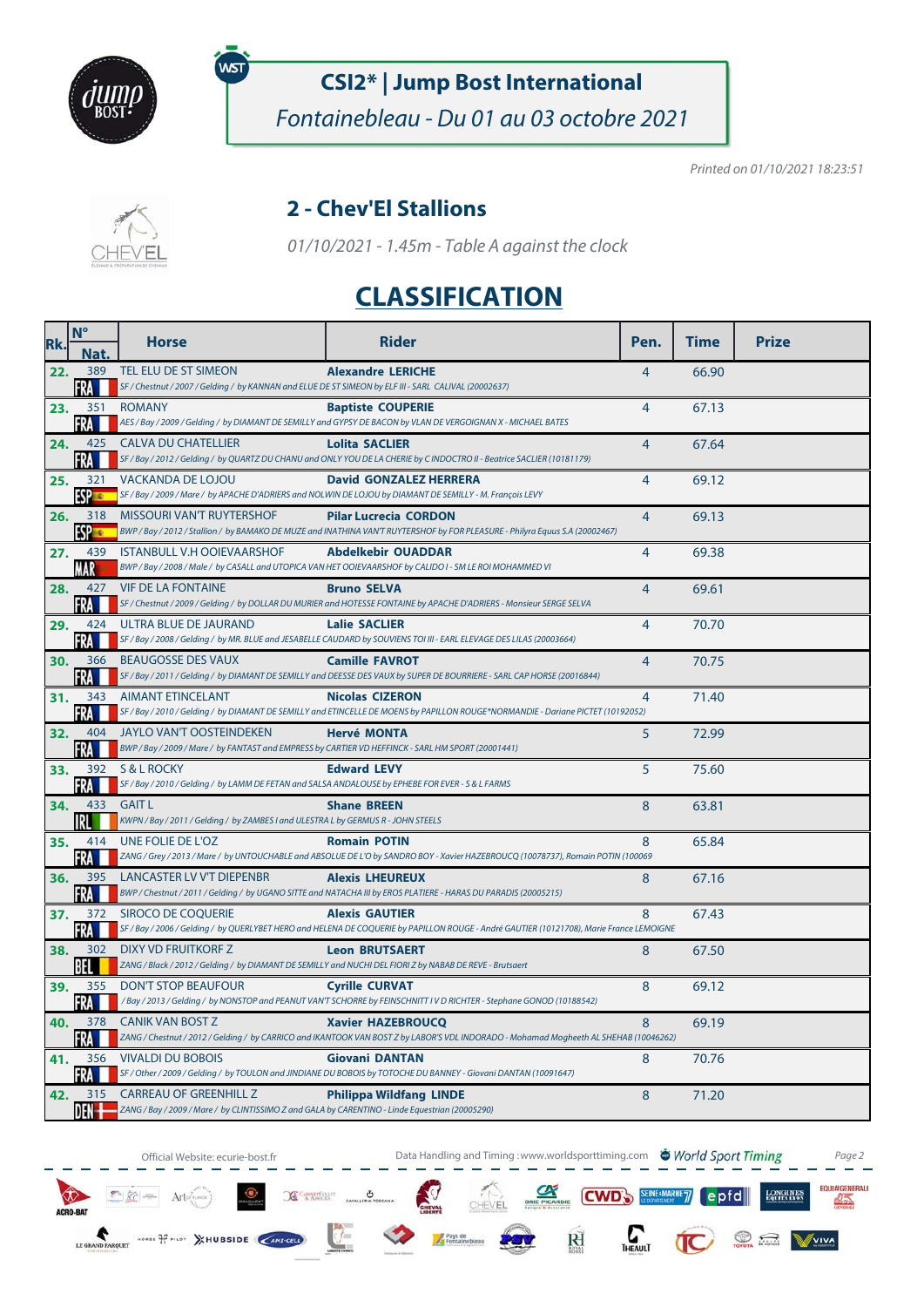# CSI2* | Jump Bost International

*Fontainebleau - Du 01 au 03 octobre 2021*

*Printed on 01/10/2021 18:23:51*

## 2 - Chev'El Stallions

*01/10/2021 - 1.45m - Table A against the clock*

# CLASSIFICATION

| Rk. | N° Nat. | Horse | Rider | Pen. | Time | Prize |
|---|---|---|---|---|---|---|
| 22. | 389 FRA | TEL ELU DE ST SIMEON<br>*SF / Chestnut / 2007 / Gelding / by KANNAN and ELUE DE ST SIMEON by ELF III - SARL CALIVAL (20002637)* | **Alexandre LERICHE** | 4 | 66.90 | |
| 23. | 351 FRA | ROMANY<br>*AES / Bay / 2009 / Gelding / by DIAMANT DE SEMILLY and GYPSY DE BACON by VLAN DE VERGOIGNAN X - MICHAEL BATES* | **Baptiste COUPERIE** | 4 | 67.13 | |
| 24. | 425 FRA | CALVA DU CHATELLIER<br>*SF / Bay / 2012 / Gelding / by QUARTZ DU CHANU and ONLY YOU DE LA CHERIE by C INDOCTRO II - Beatrice SACLIER (10181179)* | **Lolita SACLIER** | 4 | 67.64 | |
| 25. | 321 ESP | VACKANDA DE LOJOU<br>*SF / Bay / 2009 / Mare / by APACHE D'ADRIERS and NOLWIN DE LOJOU by DIAMANT DE SEMILLY - M. François LEVY* | **David GONZALEZ HERRERA** | 4 | 69.12 | |
| 26. | 318 ESP | MISSOURI VAN'T RUYTERSHOF<br>*BWP / Bay / 2012 / Stallion / by BAMAKO DE MUZE and INATHINA VAN'T RUYTERSHOF by FOR PLEASURE - Philyra Equus S.A (20002467)* | **Pilar Lucrecia CORDON** | 4 | 69.13 | |
| 27. | 439 MAR | ISTANBULL V.H OOIEVAARSHOF<br>*BWP / Bay / 2008 / Male / by CASALL and UTOPICA VAN HET OOIEVAARSHOF by CALIDO I - SM LE ROI MOHAMMED VI* | **Abdelkebir OUADDAR** | 4 | 69.38 | |
| 28. | 427 FRA | VIF DE LA FONTAINE<br>*SF / Chestnut / 2009 / Gelding / by DOLLAR DU MURIER and HOTESSE FONTAINE by APACHE D'ADRIERS - Monsieur SERGE SELVA* | **Bruno SELVA** | 4 | 69.61 | |
| 29. | 424 FRA | ULTRA BLUE DE JAURAND<br>*SF / Bay / 2008 / Gelding / by MR. BLUE and JESABELLE CAUDARD by SOUVIENS TOI III - EARL ELEVAGE DES LILAS (20003664)* | **Lalie SACLIER** | 4 | 70.70 | |
| 30. | 366 FRA | BEAUGOSSE DES VAUX<br>*SF / Bay / 2011 / Gelding / by DIAMANT DE SEMILLY and DEESSE DES VAUX by SUPER DE BOURRIERE - SARL CAP HORSE (20016844)* | **Camille FAVROT** | 4 | 70.75 | |
| 31. | 343 FRA | AIMANT ETINCELANT<br>*SF / Bay / 2010 / Gelding / by DIAMANT DE SEMILLY and ETINCELLE DE MOENS by PAPILLON ROUGE\*NORMANDIE - Dariane PICTET (10192052)* | **Nicolas CIZERON** | 4 | 71.40 | |
| 32. | 404 FRA | JAYLO VAN'T OOSTEINDEKEN<br>*BWP / Bay / 2009 / Mare / by FANTAST and EMPRESS by CARTIER VD HEFFINCK - SARL HM SPORT (20001441)* | **Hervé MONTA** | 5 | 72.99 | |
| 33. | 392 FRA | S & L ROCKY<br>*SF / Bay / 2010 / Gelding / by LAMM DE FETAN and SALSA ANDALOUSE by EPHEBE FOR EVER - S & L FARMS* | **Edward LEVY** | 5 | 75.60 | |
| 34. | 433 IRL | GAIT L<br>*KWPN / Bay / 2011 / Gelding / by ZAMBES I and ULESTRA L by GERMUS R - JOHN STEELS* | **Shane BREEN** | 8 | 63.81 | |
| 35. | 414 FRA | UNE FOLIE DE L'OZ<br>*ZANG / Grey / 2013 / Mare / by UNTOUCHABLE and ABSOLUE DE L'O by SANDRO BOY - Xavier HAZEBROUCQ (10078737), Romain POTIN (100069* | **Romain POTIN** | 8 | 65.84 | |
| 36. | 395 FRA | LANCASTER LV V'T DIEPENBR<br>*BWP / Chestnut / 2011 / Gelding / by UGANO SITTE and NATACHA III by EROS PLATIERE - HARAS DU PARADIS (20005215)* | **Alexis LHEUREUX** | 8 | 67.16 | |
| 37. | 372 FRA | SIROCO DE COQUERIE<br>*SF / Bay / 2006 / Gelding / by QUERLYBET HERO and HELENA DE COQUERIE by PAPILLON ROUGE - André GAUTIER (10121708), Marie France LEMOIGNE* | **Alexis GAUTIER** | 8 | 67.43 | |
| 38. | 302 BEL | DIXY VD FRUITKORF Z<br>*ZANG / Black / 2012 / Gelding / by DIAMANT DE SEMILLY and NUCHI DEI FIORI Z by NABAB DE REVE - Brutsaert* | **Leon BRUTSAERT** | 8 | 67.50 | |
| 39. | 355 FRA | DON'T STOP BEAUFOUR<br>*/ Bay / 2013 / Gelding / by NONSTOP and PEANUT VAN'T SCHORRE by FEINSCHNITT I V D RICHTER - Stephane GONOD (10188542)* | **Cyrille CURVAT** | 8 | 69.12 | |
| 40. | 378 FRA | CANIK VAN BOST Z<br>*ZANG / Chestnut / 2012 / Gelding / by CARRICO and IKANTOOK VAN BOST Z by LABOR'S VDL INDORADO - Mohamad Mogheeth AL SHEHAB (10046262)* | **Xavier HAZEBROUCQ** | 8 | 69.19 | |
| 41. | 356 FRA | VIVALDI DU BOBOIS<br>*SF / Other / 2009 / Gelding / by TOULON and JINDIANE DU BOBOIS by TOTOCHE DU BANNEY - Giovani DANTAN (10091647)* | **Giovani DANTAN** | 8 | 70.76 | |
| 42. | 315 DEN | CARREAU OF GREENHILL Z<br>*ZANG / Bay / 2009 / Mare / by CLINTISSIMO Z and GALA by CARENTINO - Linde Equestrian (20005290)* | **Philippa Wildfang LINDE** | 8 | 71.20 | |

Official Website: ecurie-bost.fr

Data Handling and Timing : www.worldsporttiming.com World Sport Timing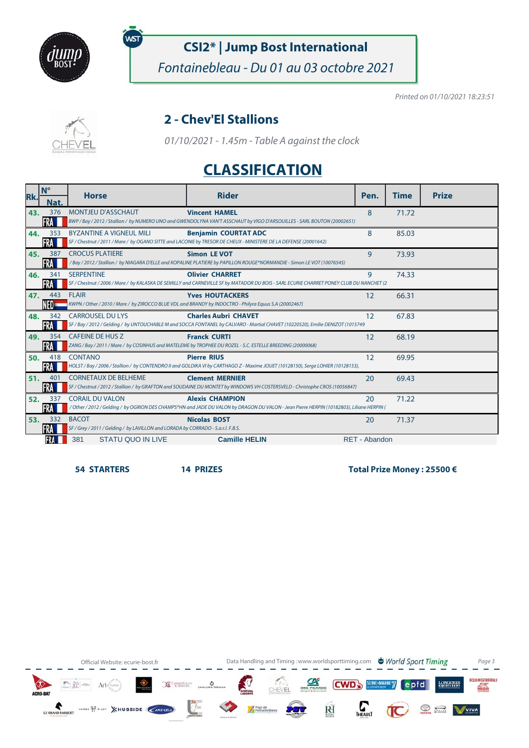# CSI2* | Jump Bost International

*Fontainebleau - Du 01 au 03 octobre 2021*

*Printed on 01/10/2021 18:23:51*

## 2 - Chev'El Stallions

*01/10/2021 - 1.45m - Table A against the clock*

## CLASSIFICATION

| Rk. | N° Nat. | Horse | Rider | Pen. | Time | Prize |
|---|---|---|---|---|---|---|
| 43. | 376 FRA | MONTJEU D'ASSCHAUT<br>*BWP / Bay / 2012 / Stallion / by NUMERO UNO and GWENDOLYNA VAN'T ASSCHAUT by VIGO D'ARSOUILLES - SARL BOUTON (20002651)* | **Vincent HAMEL** | 8 | 71.72 | |
| 44. | 353 FRA | BYZANTINE A VIGNEUL MILI<br>*SF / Chestnut / 2011 / Mare / by OGANO SITTE and LACONIE by TRESOR DE CHEUX - MINISTERE DE LA DEFENSE (20001642)* | **Benjamin COURTAT ADC** | 8 | 85.03 | |
| 45. | 387 FRA | CROCUS PLATIERE<br>*/ Bay / 2012 / Stallion / by NIAGARA D'ELLE and KOPALINE PLATIERE by PAPILLON ROUGE\*NORMANDIE - Simon LE VOT (10076545)* | **Simon LE VOT** | 9 | 73.93 | |
| 46. | 341 FRA | SERPENTINE<br>*SF / Chestnut / 2006 / Mare / by KALASKA DE SEMILLY and CARNEVILLE SF by MATADOR DU BOIS - SARL ECURIE CHARRET PONEY CLUB DU NANCHET (2* | **Olivier CHARRET** | 9 | 74.33 | |
| 47. | 443 NED | FLAIR<br>*KWPN / Other / 2010 / Mare / by ZIROCCO BLUE VDL and BRANDY by INDOCTRO - Philyra Equus S.A (20002467)* | **Yves HOUTACKERS** | 12 | 66.31 | |
| 48. | 342 FRA | CARROUSEL DU LYS<br>*SF / Bay / 2012 / Gelding / by UNTOUCHABLE M and SOCCA FONTANEL by CALVARO - Martial CHAVET (10220520), Emilie DENIZOT (1015749* | **Charles Aubri CHAVET** | 12 | 67.83 | |
| 49. | 354 FRA | CAFEINE DE HUS Z<br>*ZANG / Bay / 2011 / Mare / by COSINHUS and MATELEME by TROPHEE DU ROZEL - S.C. ESTELLE BREEDING (20000068)* | **Franck CURTI** | 12 | 68.19 | |
| 50. | 418 FRA | CONTANO<br>*HOLST / Bay / 2006 / Stallion / by CONTENDRO II and GOLDIKA VI by CARTHAGO Z - Maxime JOUET (10128150), Serge LOHIER (10128153),* | **Pierre RIUS** | 12 | 69.95 | |
| 51. | 401 FRA | CORNETAUX DE BELHEME<br>*SF / Chestnut / 2012 / Stallion / by GRAFTON and SOUDAINE DU MONTET by WINDOWS VH COSTERSVELD - Christophe CROS (10056847)* | **Clement MERNIER** | 20 | 69.43 | |
| 52. | 337 FRA | CORAIL DU VALON<br>*/ Other / 2012 / Gelding / by OGRION DES CHAMPS\*HN and JADE DU VALON by DRAGON DU VALON - Jean Pierre HERPIN (10182803), Liliane HERPIN (* | **Alexis CHAMPION** | 20 | 71.22 | |
| 53. | 332 FRA | BACOT<br>*SF / Grey / 2011 / Gelding / by LAVILLON and LORADA by CORRADO - S.a.r.l. F.B.S.* | **Nicolas BOST** | 20 | 71.37 | |
| | 381 FRA | STATU QUO IN LIVE | **Camille HELIN** | RET - Abandon | | |

**54 STARTERS** **14 PRIZES** **Total Prize Money : 25500 €**

Official Website: ecurie-bost.fr

Data Handling and Timing : www.worldsporttiming.com